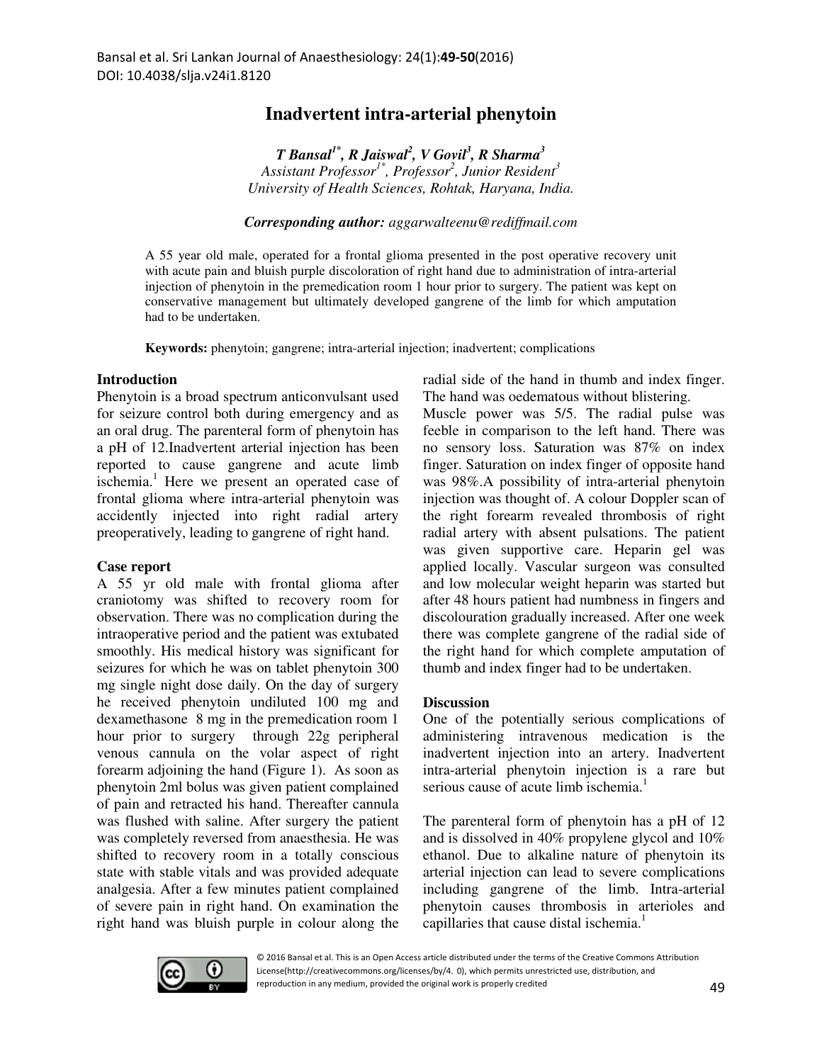# Inadvertent intra-arterial phenytoin

***T Bansal[1*], R Jaiswal[2], V Govil[3], R Sharma[3]***
*Assistant Professor[1*], Professor[2], Junior Resident[3]*
*University of Health Sciences, Rohtak, Haryana, India.*

***Corresponding author:*** *aggarwalteenu@rediffmail.com*

A 55 year old male, operated for a frontal glioma presented in the post operative recovery unit with acute pain and bluish purple discoloration of right hand due to administration of intra-arterial injection of phenytoin in the premedication room 1 hour prior to surgery. The patient was kept on conservative management but ultimately developed gangrene of the limb for which amputation had to be undertaken.

**Keywords:** phenytoin; gangrene; intra-arterial injection; inadvertent; complications

## Introduction

Phenytoin is a broad spectrum anticonvulsant used for seizure control both during emergency and as an oral drug. The parenteral form of phenytoin has a pH of 12.Inadvertent arterial injection has been reported to cause gangrene and acute limb ischemia.[1] Here we present an operated case of frontal glioma where intra-arterial phenytoin was accidently injected into right radial artery preoperatively, leading to gangrene of right hand.

## Case report

A 55 yr old male with frontal glioma after craniotomy was shifted to recovery room for observation. There was no complication during the intraoperative period and the patient was extubated smoothly. His medical history was significant for seizures for which he was on tablet phenytoin 300 mg single night dose daily. On the day of surgery he received phenytoin undiluted 100 mg and dexamethasone 8 mg in the premedication room 1 hour prior to surgery through 22g peripheral venous cannula on the volar aspect of right forearm adjoining the hand (Figure 1). As soon as phenytoin 2ml bolus was given patient complained of pain and retracted his hand. Thereafter cannula was flushed with saline. After surgery the patient was completely reversed from anaesthesia. He was shifted to recovery room in a totally conscious state with stable vitals and was provided adequate analgesia. After a few minutes patient complained of severe pain in right hand. On examination the right hand was bluish purple in colour along the radial side of the hand in thumb and index finger. The hand was oedematous without blistering.

Muscle power was 5/5. The radial pulse was feeble in comparison to the left hand. There was no sensory loss. Saturation was 87% on index finger. Saturation on index finger of opposite hand was 98%.A possibility of intra-arterial phenytoin injection was thought of. A colour Doppler scan of the right forearm revealed thrombosis of right radial artery with absent pulsations. The patient was given supportive care. Heparin gel was applied locally. Vascular surgeon was consulted and low molecular weight heparin was started but after 48 hours patient had numbness in fingers and discolouration gradually increased. After one week there was complete gangrene of the radial side of the right hand for which complete amputation of thumb and index finger had to be undertaken.

## Discussion

One of the potentially serious complications of administering intravenous medication is the inadvertent injection into an artery. Inadvertent intra-arterial phenytoin injection is a rare but serious cause of acute limb ischemia.[1]

The parenteral form of phenytoin has a pH of 12 and is dissolved in 40% propylene glycol and 10% ethanol. Due to alkaline nature of phenytoin its arterial injection can lead to severe complications including gangrene of the limb. Intra-arterial phenytoin causes thrombosis in arterioles and capillaries that cause distal ischemia.[1]

© 2016 Bansal et al. This is an Open Access article distributed under the terms of the Creative Commons Attribution License(http://creativecommons.org/licenses/by/4. 0), which permits unrestricted use, distribution, and reproduction in any medium, provided the original work is properly credited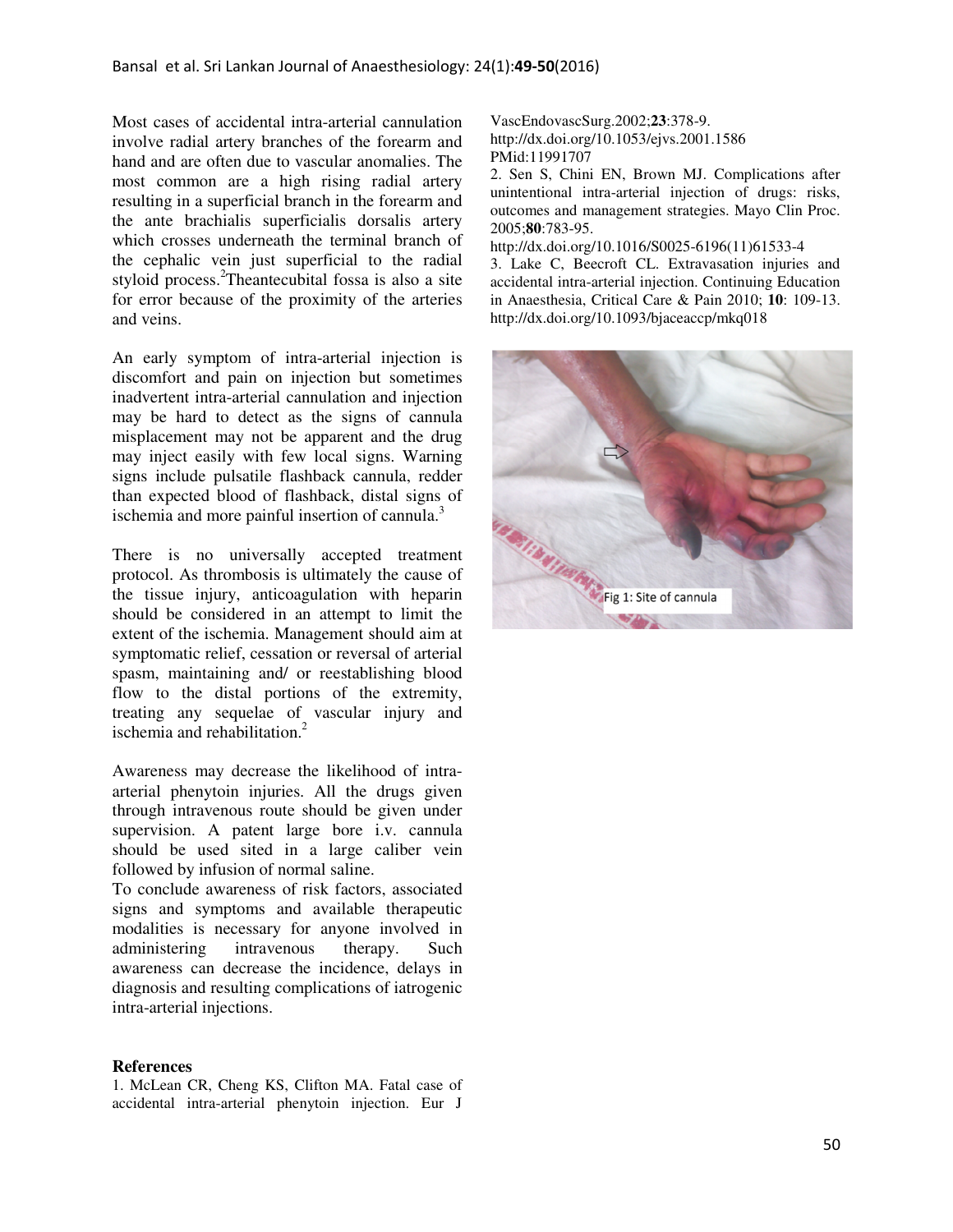Most cases of accidental intra-arterial cannulation involve radial artery branches of the forearm and hand and are often due to vascular anomalies. The most common are a high rising radial artery resulting in a superficial branch in the forearm and the ante brachialis superficialis dorsalis artery which crosses underneath the terminal branch of the cephalic vein just superficial to the radial styloid process.[2]Theantecubital fossa is also a site for error because of the proximity of the arteries and veins.

An early symptom of intra-arterial injection is discomfort and pain on injection but sometimes inadvertent intra-arterial cannulation and injection may be hard to detect as the signs of cannula misplacement may not be apparent and the drug may inject easily with few local signs. Warning signs include pulsatile flashback cannula, redder than expected blood of flashback, distal signs of ischemia and more painful insertion of cannula.[3]

There is no universally accepted treatment protocol. As thrombosis is ultimately the cause of the tissue injury, anticoagulation with heparin should be considered in an attempt to limit the extent of the ischemia. Management should aim at symptomatic relief, cessation or reversal of arterial spasm, maintaining and/ or reestablishing blood flow to the distal portions of the extremity, treating any sequelae of vascular injury and ischemia and rehabilitation.[2]

Awareness may decrease the likelihood of intra-arterial phenytoin injuries. All the drugs given through intravenous route should be given under supervision. A patent large bore i.v. cannula should be used sited in a large caliber vein followed by infusion of normal saline.

To conclude awareness of risk factors, associated signs and symptoms and available therapeutic modalities is necessary for anyone involved in administering intravenous therapy. Such awareness can decrease the incidence, delays in diagnosis and resulting complications of iatrogenic intra-arterial injections.

## References

1. McLean CR, Cheng KS, Clifton MA. Fatal case of accidental intra-arterial phenytoin injection. Eur J VascEndovascSurg.2002;**23**:378-9. http://dx.doi.org/10.1053/ejvs.2001.1586 PMid:11991707
2. Sen S, Chini EN, Brown MJ. Complications after unintentional intra-arterial injection of drugs: risks, outcomes and management strategies. Mayo Clin Proc. 2005;**80**:783-95. http://dx.doi.org/10.1016/S0025-6196(11)61533-4
3. Lake C, Beecroft CL. Extravasation injuries and accidental intra-arterial injection. Continuing Education in Anaesthesia, Critical Care & Pain 2010; **10**: 109-13. http://dx.doi.org/10.1093/bjaceaccp/mkq018

Fig 1: Site of cannula